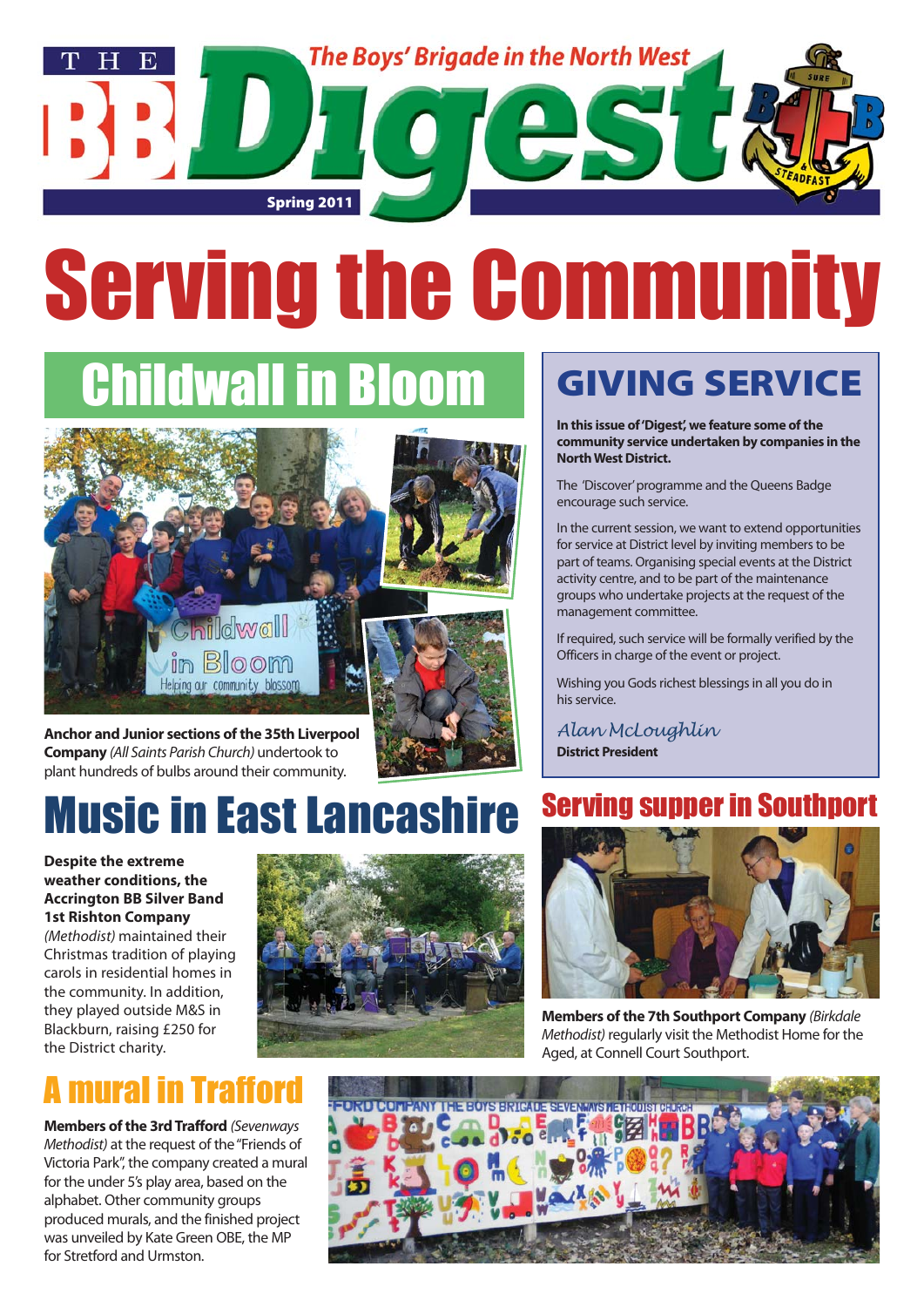# THE BB Digest

The Boys' Brigade in the North West

Spring 2011

# Serving the Community

## Childwall in Bloom

**Anchor and Junior sections of the 35th Liverpool Company** *(All Saints Parish Church)* undertook to plant hundreds of bulbs around their community.

## GIVING SERVICE

**In this issue of 'Digest', we feature some of the community service undertaken by companies in the North West District.**

The 'Discover' programme and the Queens Badge encourage such service.

In the current session, we want to extend opportunities for service at District level by inviting members to be part of teams. Organising special events at the District activity centre, and to be part of the maintenance groups who undertake projects at the request of the management committee.

If required, such service will be formally verified by the Officers in charge of the event or project.

Wishing you Gods richest blessings in all you do in his service.

*Alan McLoughlin*
**District President**

## Music in East Lancashire

**Despite the extreme weather conditions, the Accrington BB Silver Band 1st Rishton Company** *(Methodist)* maintained their Christmas tradition of playing carols in residential homes in the community. In addition, they played outside M&S in Blackburn, raising £250 for the District charity.

## Serving supper in Southport

**Members of the 7th Southport Company** *(Birkdale Methodist)* regularly visit the Methodist Home for the Aged, at Connell Court Southport.

## A mural in Trafford

**Members of the 3rd Trafford** *(Sevenways Methodist)* at the request of the "Friends of Victoria Park", the company created a mural for the under 5's play area, based on the alphabet. Other community groups produced murals, and the finished project was unveiled by Kate Green OBE, the MP for Stretford and Urmston.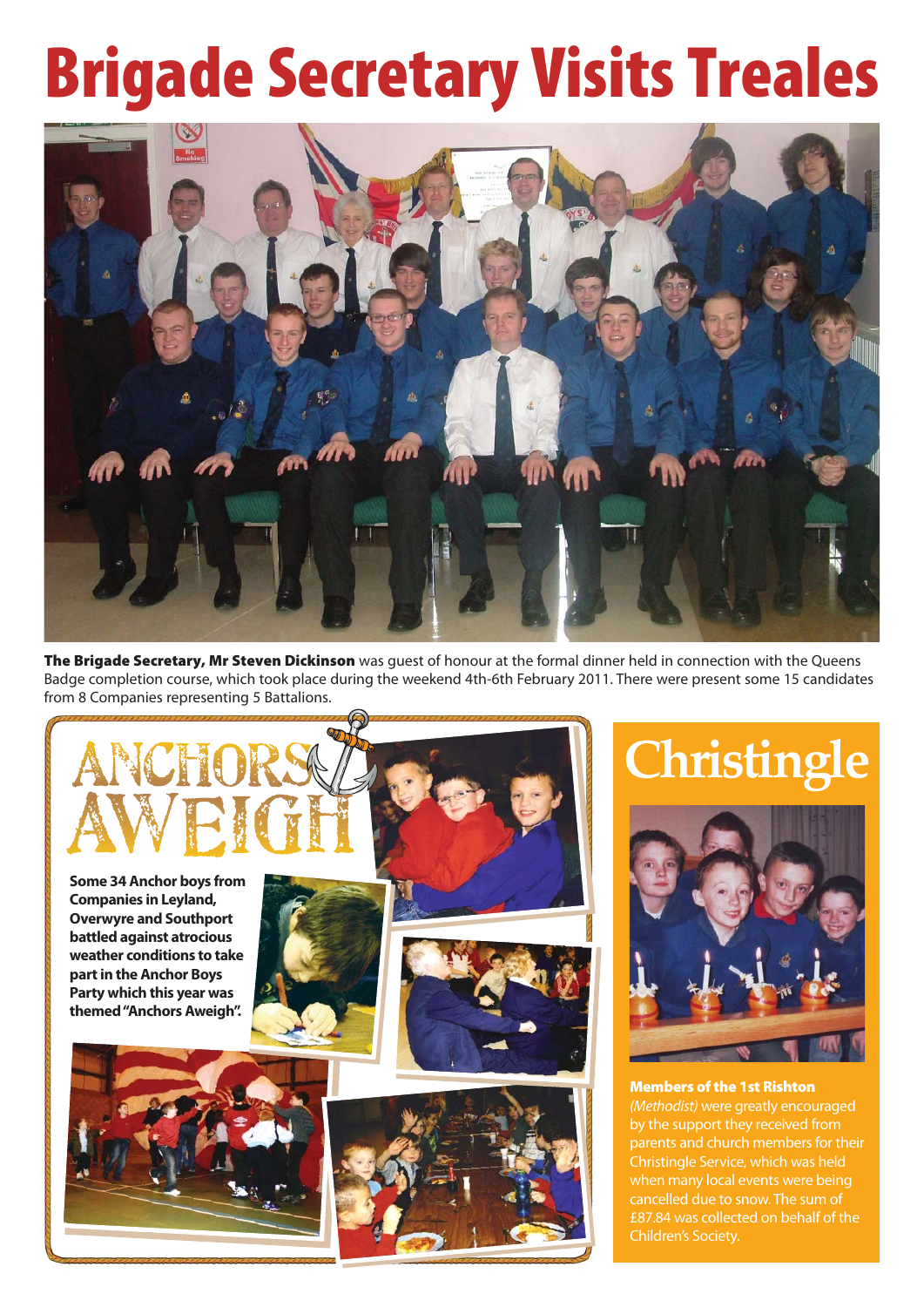# Brigade Secretary Visits Treales

**The Brigade Secretary, Mr Steven Dickinson** was guest of honour at the formal dinner held in connection with the Queens Badge completion course, which took place during the weekend 4th-6th February 2011. There were present some 15 candidates from 8 Companies representing 5 Battalions.

## ANCHORS AWEIGH

**Some 34 Anchor boys from Companies in Leyland, Overwyre and Southport battled against atrocious weather conditions to take part in the Anchor Boys Party which this year was themed "Anchors Aweigh".**

## Christingle

**Members of the 1st Rishton** *(Methodist)* were greatly encouraged by the support they received from parents and church members for their Christingle Service, which was held when many local events were being cancelled due to snow. The sum of £87.84 was collected on behalf of the Children's Society.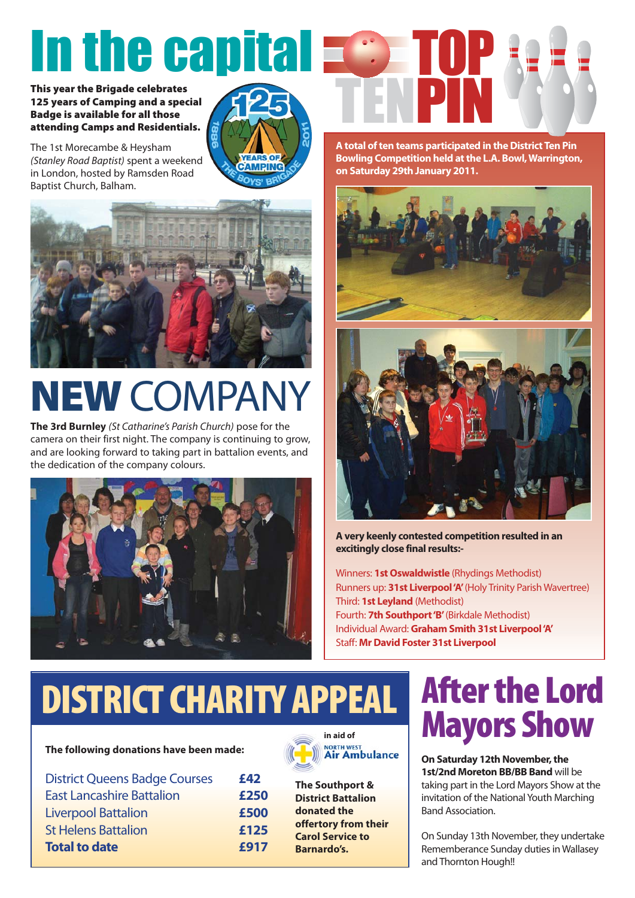# In the capital

**This year the Brigade celebrates 125 years of Camping and a special Badge is available for all those attending Camps and Residentials.**

125 YEARS OF CAMPING 1886 2011 THE BOYS' BRIGADE

The 1st Morecambe & Heysham *(Stanley Road Baptist)* spent a weekend in London, hosted by Ramsden Road Baptist Church, Balham.

# NEW COMPANY

**The 3rd Burnley** *(St Catharine's Parish Church)* pose for the camera on their first night. The company is continuing to grow, and are looking forward to taking part in battalion events, and the dedication of the company colours.

# TOP TENPIN

**A total of ten teams participated in the District Ten Pin Bowling Competition held at the L.A. Bowl, Warrington, on Saturday 29th January 2011.**

**A very keenly contested competition resulted in an excitingly close final results:-**

Winners: **1st Oswaldwistle** (Rhydings Methodist)
Runners up: **31st Liverpool 'A'** (Holy Trinity Parish Wavertree)
Third: **1st Leyland** (Methodist)
Fourth: **7th Southport 'B'** (Birkdale Methodist)
Individual Award: **Graham Smith 31st Liverpool 'A'**
Staff: **Mr David Foster 31st Liverpool**

# DISTRICT CHARITY APPEAL

in aid of NORTH WEST Air Ambulance

**The following donations have been made:**

| | |
|---|---|
| District Queens Badge Courses | **£42** |
| East Lancashire Battalion | **£250** |
| Liverpool Battalion | **£500** |
| St Helens Battalion | **£125** |
| **Total to date** | **£917** |

**The Southport & District Battalion donated the offertory from their Carol Service to Barnardo's.**

# After the Lord Mayors Show

**On Saturday 12th November, the 1st/2nd Moreton BB/BB Band** will be taking part in the Lord Mayors Show at the invitation of the National Youth Marching Band Association.

On Sunday 13th November, they undertake Rememberance Sunday duties in Wallasey and Thornton Hough!!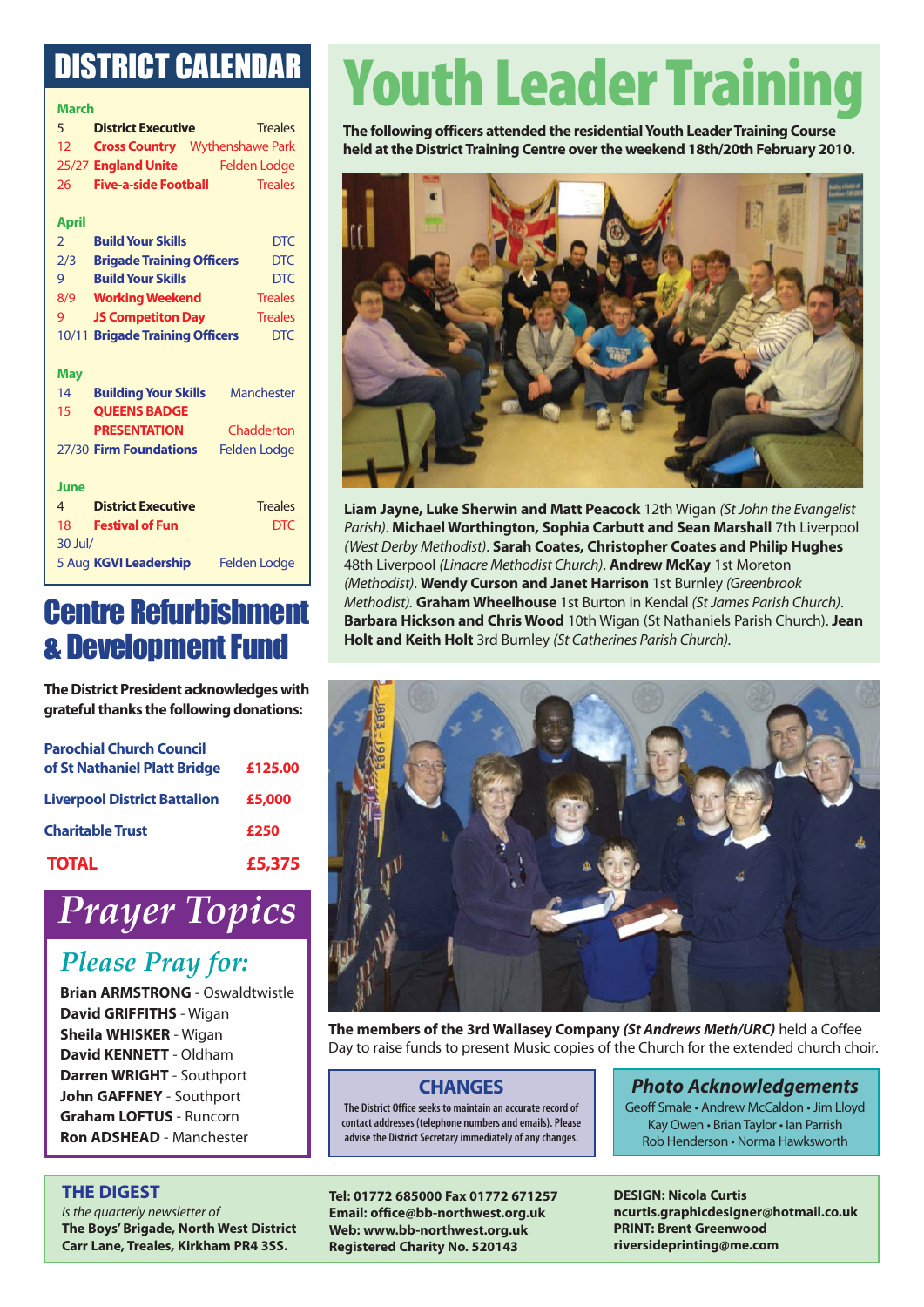# DISTRICT CALENDAR

**March**

| | | |
|---|---|---|
| 5 | **District Executive** | Treales |
| 12 | **Cross Country** | Wythenshawe Park |
| 25/27 | **England Unite** | Felden Lodge |
| 26 | **Five-a-side Football** | Treales |

**April**

| | | |
|---|---|---|
| 2 | **Build Your Skills** | DTC |
| 2/3 | **Brigade Training Officers** | DTC |
| 9 | **Build Your Skills** | DTC |
| 8/9 | **Working Weekend** | Treales |
| 9 | **JS Competiton Day** | Treales |
| 10/11 | **Brigade Training Officers** | DTC |

**May**

| | | |
|---|---|---|
| 14 | **Building Your Skills** | Manchester |
| 15 | **QUEENS BADGE PRESENTATION** | Chadderton |
| 27/30 | **Firm Foundations** | Felden Lodge |

**June**

| | | |
|---|---|---|
| 4 | **District Executive** | Treales |
| 18 | **Festival of Fun** | DTC |
| 30 Jul/ 5 Aug | **KGVI Leadership** | Felden Lodge |

# Centre Refurbishment & Development Fund

**The District President acknowledges with grateful thanks the following donations:**

| | |
|---|---|
| **Parochial Church Council of St Nathaniel Platt Bridge** | **£125.00** |
| **Liverpool District Battalion** | **£5,000** |
| **Charitable Trust** | **£250** |
| **TOTAL** | **£5,375** |

# Prayer Topics

## *Please Pray for:*

**Brian ARMSTRONG** - Oswaldtwistle
**David GRIFFITHS** - Wigan
**Sheila WHISKER** - Wigan
**David KENNETT** - Oldham
**Darren WRIGHT** - Southport
**John GAFFNEY** - Southport
**Graham LOFTUS** - Runcorn
**Ron ADSHEAD** - Manchester

# Youth Leader Training

**The following officers attended the residential Youth Leader Training Course held at the District Training Centre over the weekend 18th/20th February 2010.**

**Liam Jayne, Luke Sherwin and Matt Peacock** 12th Wigan *(St John the Evangelist Parish)*. **Michael Worthington, Sophia Carbutt and Sean Marshall** 7th Liverpool *(West Derby Methodist)*. **Sarah Coates, Christopher Coates and Philip Hughes** 48th Liverpool *(Linacre Methodist Church)*. **Andrew McKay** 1st Moreton *(Methodist)*. **Wendy Curson and Janet Harrison** 1st Burnley *(Greenbrook Methodist)*. **Graham Wheelhouse** 1st Burton in Kendal *(St James Parish Church)*. **Barbara Hickson and Chris Wood** 10th Wigan (St Nathaniels Parish Church). **Jean Holt and Keith Holt** 3rd Burnley *(St Catherines Parish Church)*.

**The members of the 3rd Wallasey Company *(St Andrews Meth/URC)*** held a Coffee Day to raise funds to present Music copies of the Church for the extended church choir.

## CHANGES

The District Office seeks to maintain an accurate record of contact addresses (telephone numbers and emails). Please advise the District Secretary immediately of any changes.

## *Photo Acknowledgements*

Geoff Smale • Andrew McCaldon • Jim Lloyd
Kay Owen • Brian Taylor • Ian Parrish
Rob Henderson • Norma Hawksworth

## THE DIGEST

*is the quarterly newsletter of*
**The Boys' Brigade, North West District**
**Carr Lane, Treales, Kirkham PR4 3SS.**

**Tel: 01772 685000 Fax 01772 671257**
**Email: office@bb-northwest.org.uk**
**Web: www.bb-northwest.org.uk**
**Registered Charity No. 520143**

**DESIGN: Nicola Curtis**
**ncurtis.graphicdesigner@hotmail.co.uk**
**PRINT: Brent Greenwood**
**riversideprinting@me.com**